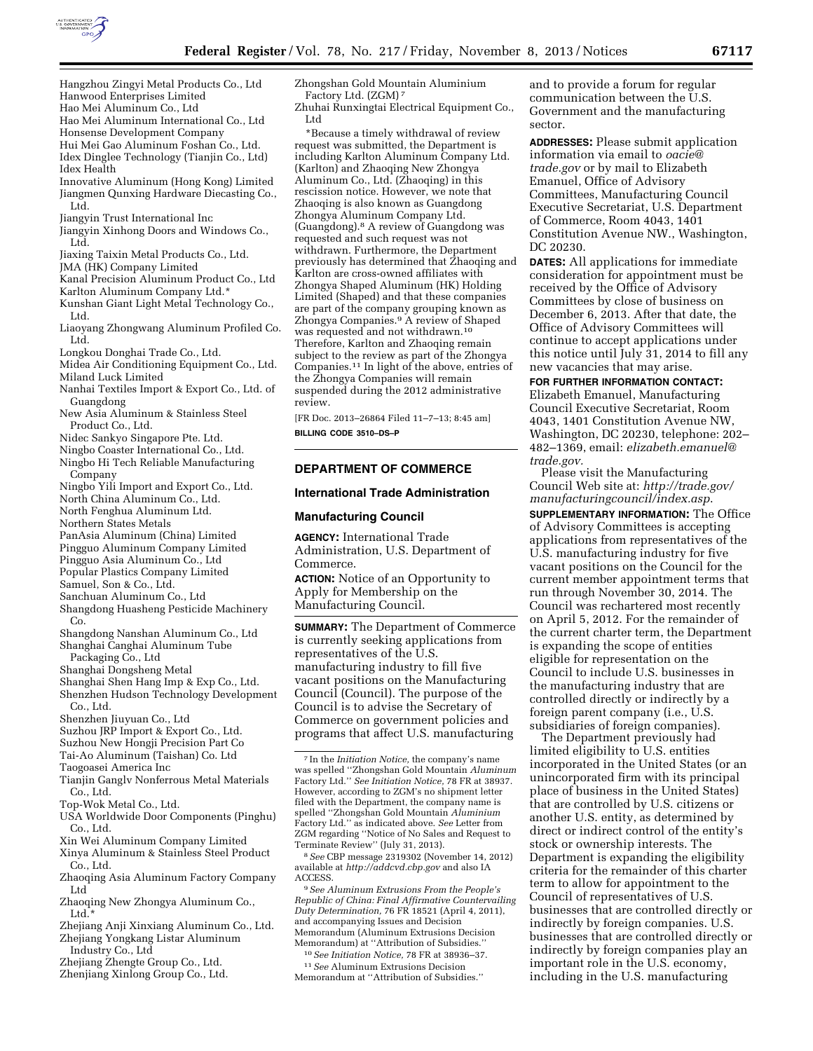Hangzhou Zingyi Metal Products Co., Ltd
Hanwood Enterprises Limited
Hao Mei Aluminum Co., Ltd
Hao Mei Aluminum International Co., Ltd
Honsense Development Company
Hui Mei Gao Aluminum Foshan Co., Ltd.
Idex Dinglee Technology (Tianjin Co., Ltd)
Idex Health
Innovative Aluminum (Hong Kong) Limited
Jiangmen Qunxing Hardware Diecasting Co., Ltd.
Jiangyin Trust International Inc
Jiangyin Xinhong Doors and Windows Co., Ltd.
Jiaxing Taixin Metal Products Co., Ltd.
JMA (HK) Company Limited
Kanal Precision Aluminum Product Co., Ltd
Karlton Aluminum Company Ltd.*
Kunshan Giant Light Metal Technology Co., Ltd.
Liaoyang Zhongwang Aluminum Profiled Co. Ltd.
Longkou Donghai Trade Co., Ltd.
Midea Air Conditioning Equipment Co., Ltd.
Miland Luck Limited
Nanhai Textiles Import & Export Co., Ltd. of Guangdong
New Asia Aluminum & Stainless Steel Product Co., Ltd.
Nidec Sankyo Singapore Pte. Ltd.
Ningbo Coaster International Co., Ltd.
Ningbo Hi Tech Reliable Manufacturing Company
Ningbo Yili Import and Export Co., Ltd.
North China Aluminum Co., Ltd.
North Fenghua Aluminum Ltd.
Northern States Metals
PanAsia Aluminum (China) Limited
Pingguo Aluminum Company Limited
Pingguo Asia Aluminum Co., Ltd
Popular Plastics Company Limited
Samuel, Son & Co., Ltd.
Sanchuan Aluminum Co., Ltd
Shangdong Huasheng Pesticide Machinery Co.
Shangdong Nanshan Aluminum Co., Ltd
Shanghai Canghai Aluminum Tube Packaging Co., Ltd
Shanghai Dongsheng Metal
Shanghai Shen Hang Imp & Exp Co., Ltd.
Shenzhen Hudson Technology Development Co., Ltd.
Shenzhen Jiuyuan Co., Ltd
Suzhou JRP Import & Export Co., Ltd.
Suzhou New Hongji Precision Part Co
Tai-Ao Aluminum (Taishan) Co. Ltd
Taogoasei America Inc
Tianjin Ganglv Nonferrous Metal Materials Co., Ltd.
Top-Wok Metal Co., Ltd.
USA Worldwide Door Components (Pinghu) Co., Ltd.
Xin Wei Aluminum Company Limited
Xinya Aluminum & Stainless Steel Product Co., Ltd.
Zhaoqing Asia Aluminum Factory Company Ltd
Zhaoqing New Zhongya Aluminum Co., Ltd.*
Zhejiang Anji Xinxiang Aluminum Co., Ltd.
Zhejiang Yongkang Listar Aluminum Industry Co., Ltd
Zhejiang Zhengte Group Co., Ltd.
Zhenjiang Xinlong Group Co., Ltd.
Zhongshan Gold Mountain Aluminium Factory Ltd. (ZGM) [7]
Zhuhai Runxingtai Electrical Equipment Co., Ltd

*Because a timely withdrawal of review request was submitted, the Department is including Karlton Aluminum Company Ltd. (Karlton) and Zhaoqing New Zhongya Aluminum Co., Ltd. (Zhaoqing) in this rescission notice. However, we note that Zhaoqing is also known as Guangdong Zhongya Aluminum Company Ltd. (Guangdong).[8] A review of Guangdong was requested and such request was not withdrawn. Furthermore, the Department previously has determined that Zhaoqing and Karlton are cross-owned affiliates with Zhongya Shaped Aluminum (HK) Holding Limited (Shaped) and that these companies are part of the company grouping known as Zhongya Companies.[9] A review of Shaped was requested and not withdrawn.[10] Therefore, Karlton and Zhaoqing remain subject to the review as part of the Zhongya Companies.[11] In light of the above, entries of the Zhongya Companies will remain suspended during the 2012 administrative review.

[FR Doc. 2013–26864 Filed 11–7–13; 8:45 am]

**BILLING CODE 3510–DS–P**

[7] In the *Initiation Notice,* the company's name was spelled ''Zhongshan Gold Mountain *Aluminum* Factory Ltd.'' *See Initiation Notice,* 78 FR at 38937. However, according to ZGM's no shipment letter filed with the Department, the company name is spelled ''Zhongshan Gold Mountain *Aluminium* Factory Ltd.'' as indicated above. *See* Letter from ZGM regarding ''Notice of No Sales and Request to Terminate Review'' (July 31, 2013).

[8] *See* CBP message 2319302 (November 14, 2012) available at *http://addcvd.cbp.gov* and also IA ACCESS.

[9] *See Aluminum Extrusions From the People's Republic of China: Final Affirmative Countervailing Duty Determination,* 76 FR 18521 (April 4, 2011), and accompanying Issues and Decision Memorandum (Aluminum Extrusions Decision Memorandum) at ''Attribution of Subsidies.''

[10] *See Initiation Notice,* 78 FR at 38936–37.

[11] *See* Aluminum Extrusions Decision Memorandum at ''Attribution of Subsidies.''

## DEPARTMENT OF COMMERCE

### International Trade Administration

### Manufacturing Council

**AGENCY:** International Trade Administration, U.S. Department of Commerce.

**ACTION:** Notice of an Opportunity to Apply for Membership on the Manufacturing Council.

**SUMMARY:** The Department of Commerce is currently seeking applications from representatives of the U.S. manufacturing industry to fill five vacant positions on the Manufacturing Council (Council). The purpose of the Council is to advise the Secretary of Commerce on government policies and programs that affect U.S. manufacturing and to provide a forum for regular communication between the U.S. Government and the manufacturing sector.

**ADDRESSES:** Please submit application information via email to *oacie@trade.gov* or by mail to Elizabeth Emanuel, Office of Advisory Committees, Manufacturing Council Executive Secretariat, U.S. Department of Commerce, Room 4043, 1401 Constitution Avenue NW., Washington, DC 20230.

**DATES:** All applications for immediate consideration for appointment must be received by the Office of Advisory Committees by close of business on December 6, 2013. After that date, the Office of Advisory Committees will continue to accept applications under this notice until July 31, 2014 to fill any new vacancies that may arise.

**FOR FURTHER INFORMATION CONTACT:** Elizabeth Emanuel, Manufacturing Council Executive Secretariat, Room 4043, 1401 Constitution Avenue NW, Washington, DC 20230, telephone: 202–482–1369, email: *elizabeth.emanuel@trade.gov.*

Please visit the Manufacturing Council Web site at: *http://trade.gov/manufacturingcouncil/index.asp.*

**SUPPLEMENTARY INFORMATION:** The Office of Advisory Committees is accepting applications from representatives of the U.S. manufacturing industry for five vacant positions on the Council for the current member appointment terms that run through November 30, 2014. The Council was rechartered most recently on April 5, 2012. For the remainder of the current charter term, the Department is expanding the scope of entities eligible for representation on the Council to include U.S. businesses in the manufacturing industry that are controlled directly or indirectly by a foreign parent company (i.e., U.S. subsidiaries of foreign companies).

The Department previously had limited eligibility to U.S. entities incorporated in the United States (or an unincorporated firm with its principal place of business in the United States) that are controlled by U.S. citizens or another U.S. entity, as determined by direct or indirect control of the entity's stock or ownership interests. The Department is expanding the eligibility criteria for the remainder of this charter term to allow for appointment to the Council of representatives of U.S. businesses that are controlled directly or indirectly by foreign companies. U.S. businesses that are controlled directly or indirectly by foreign companies play an important role in the U.S. economy, including in the U.S. manufacturing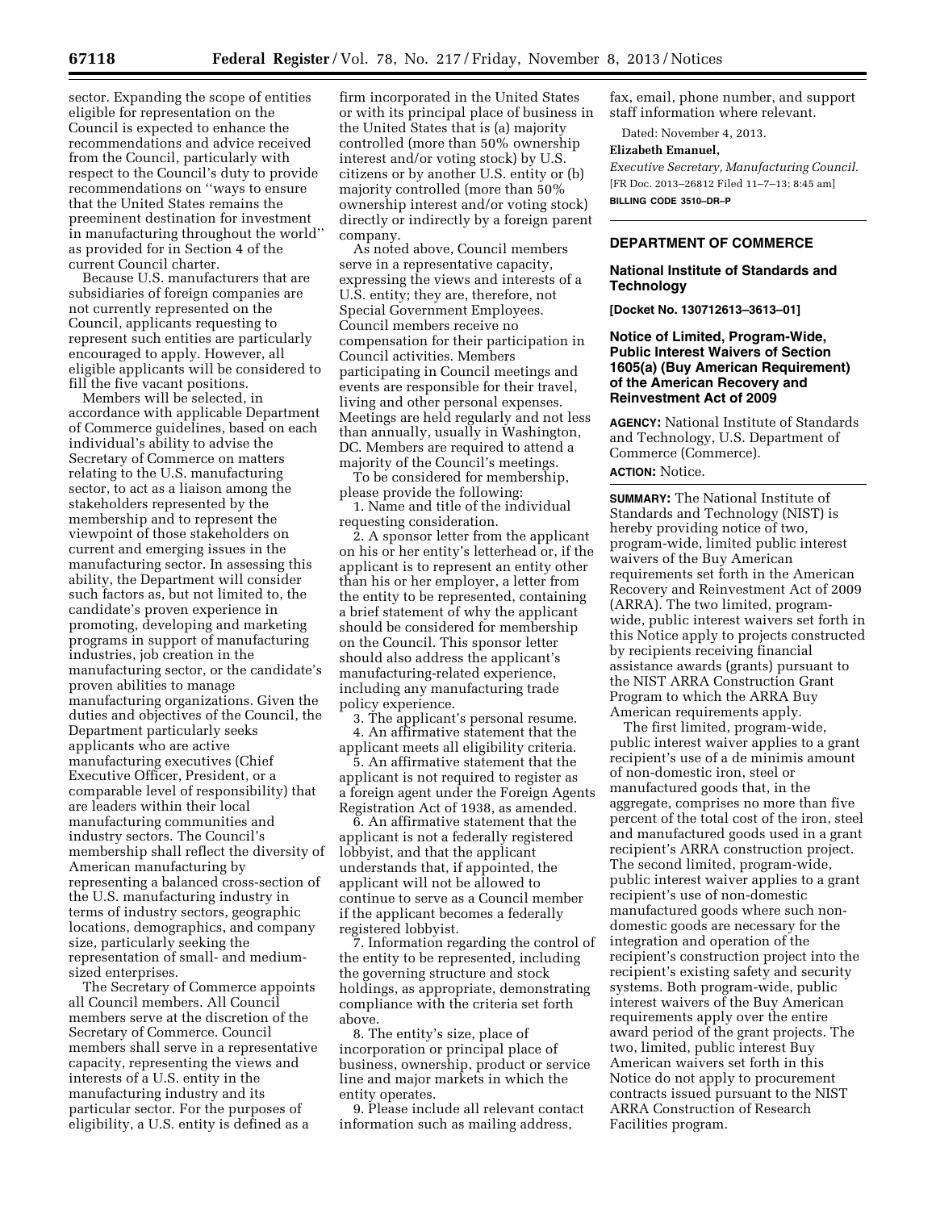sector. Expanding the scope of entities eligible for representation on the Council is expected to enhance the recommendations and advice received from the Council, particularly with respect to the Council's duty to provide recommendations on ''ways to ensure that the United States remains the preeminent destination for investment in manufacturing throughout the world'' as provided for in Section 4 of the current Council charter.

Because U.S. manufacturers that are subsidiaries of foreign companies are not currently represented on the Council, applicants requesting to represent such entities are particularly encouraged to apply. However, all eligible applicants will be considered to fill the five vacant positions.

Members will be selected, in accordance with applicable Department of Commerce guidelines, based on each individual's ability to advise the Secretary of Commerce on matters relating to the U.S. manufacturing sector, to act as a liaison among the stakeholders represented by the membership and to represent the viewpoint of those stakeholders on current and emerging issues in the manufacturing sector. In assessing this ability, the Department will consider such factors as, but not limited to, the candidate's proven experience in promoting, developing and marketing programs in support of manufacturing industries, job creation in the manufacturing sector, or the candidate's proven abilities to manage manufacturing organizations. Given the duties and objectives of the Council, the Department particularly seeks applicants who are active manufacturing executives (Chief Executive Officer, President, or a comparable level of responsibility) that are leaders within their local manufacturing communities and industry sectors. The Council's membership shall reflect the diversity of American manufacturing by representing a balanced cross-section of the U.S. manufacturing industry in terms of industry sectors, geographic locations, demographics, and company size, particularly seeking the representation of small- and medium-sized enterprises.

The Secretary of Commerce appoints all Council members. All Council members serve at the discretion of the Secretary of Commerce. Council members shall serve in a representative capacity, representing the views and interests of a U.S. entity in the manufacturing industry and its particular sector. For the purposes of eligibility, a U.S. entity is defined as a firm incorporated in the United States or with its principal place of business in the United States that is (a) majority controlled (more than 50% ownership interest and/or voting stock) by U.S. citizens or by another U.S. entity or (b) majority controlled (more than 50% ownership interest and/or voting stock) directly or indirectly by a foreign parent company.

As noted above, Council members serve in a representative capacity, expressing the views and interests of a U.S. entity; they are, therefore, not Special Government Employees. Council members receive no compensation for their participation in Council activities. Members participating in Council meetings and events are responsible for their travel, living and other personal expenses. Meetings are held regularly and not less than annually, usually in Washington, DC. Members are required to attend a majority of the Council's meetings.

To be considered for membership, please provide the following:

1. Name and title of the individual requesting consideration.
2. A sponsor letter from the applicant on his or her entity's letterhead or, if the applicant is to represent an entity other than his or her employer, a letter from the entity to be represented, containing a brief statement of why the applicant should be considered for membership on the Council. This sponsor letter should also address the applicant's manufacturing-related experience, including any manufacturing trade policy experience.
3. The applicant's personal resume.
4. An affirmative statement that the applicant meets all eligibility criteria.
5. An affirmative statement that the applicant is not required to register as a foreign agent under the Foreign Agents Registration Act of 1938, as amended.
6. An affirmative statement that the applicant is not a federally registered lobbyist, and that the applicant understands that, if appointed, the applicant will not be allowed to continue to serve as a Council member if the applicant becomes a federally registered lobbyist.
7. Information regarding the control of the entity to be represented, including the governing structure and stock holdings, as appropriate, demonstrating compliance with the criteria set forth above.
8. The entity's size, place of incorporation or principal place of business, ownership, product or service line and major markets in which the entity operates.
9. Please include all relevant contact information such as mailing address, fax, email, phone number, and support staff information where relevant.

Dated: November 4, 2013.

**Elizabeth Emanuel,**

*Executive Secretary, Manufacturing Council.*

[FR Doc. 2013–26812 Filed 11–7–13; 8:45 am]

**BILLING CODE 3510–DR–P**

## DEPARTMENT OF COMMERCE

### National Institute of Standards and Technology

**[Docket No. 130712613–3613–01]**

### Notice of Limited, Program-Wide, Public Interest Waivers of Section 1605(a) (Buy American Requirement) of the American Recovery and Reinvestment Act of 2009

**AGENCY:** National Institute of Standards and Technology, U.S. Department of Commerce (Commerce).

**ACTION:** Notice.

**SUMMARY:** The National Institute of Standards and Technology (NIST) is hereby providing notice of two, program-wide, limited public interest waivers of the Buy American requirements set forth in the American Recovery and Reinvestment Act of 2009 (ARRA). The two limited, program-wide, public interest waivers set forth in this Notice apply to projects constructed by recipients receiving financial assistance awards (grants) pursuant to the NIST ARRA Construction Grant Program to which the ARRA Buy American requirements apply.

The first limited, program-wide, public interest waiver applies to a grant recipient's use of a de minimis amount of non-domestic iron, steel or manufactured goods that, in the aggregate, comprises no more than five percent of the total cost of the iron, steel and manufactured goods used in a grant recipient's ARRA construction project. The second limited, program-wide, public interest waiver applies to a grant recipient's use of non-domestic manufactured goods where such non-domestic goods are necessary for the integration and operation of the recipient's construction project into the recipient's existing safety and security systems. Both program-wide, public interest waivers of the Buy American requirements apply over the entire award period of the grant projects. The two, limited, public interest Buy American waivers set forth in this Notice do not apply to procurement contracts issued pursuant to the NIST ARRA Construction of Research Facilities program.